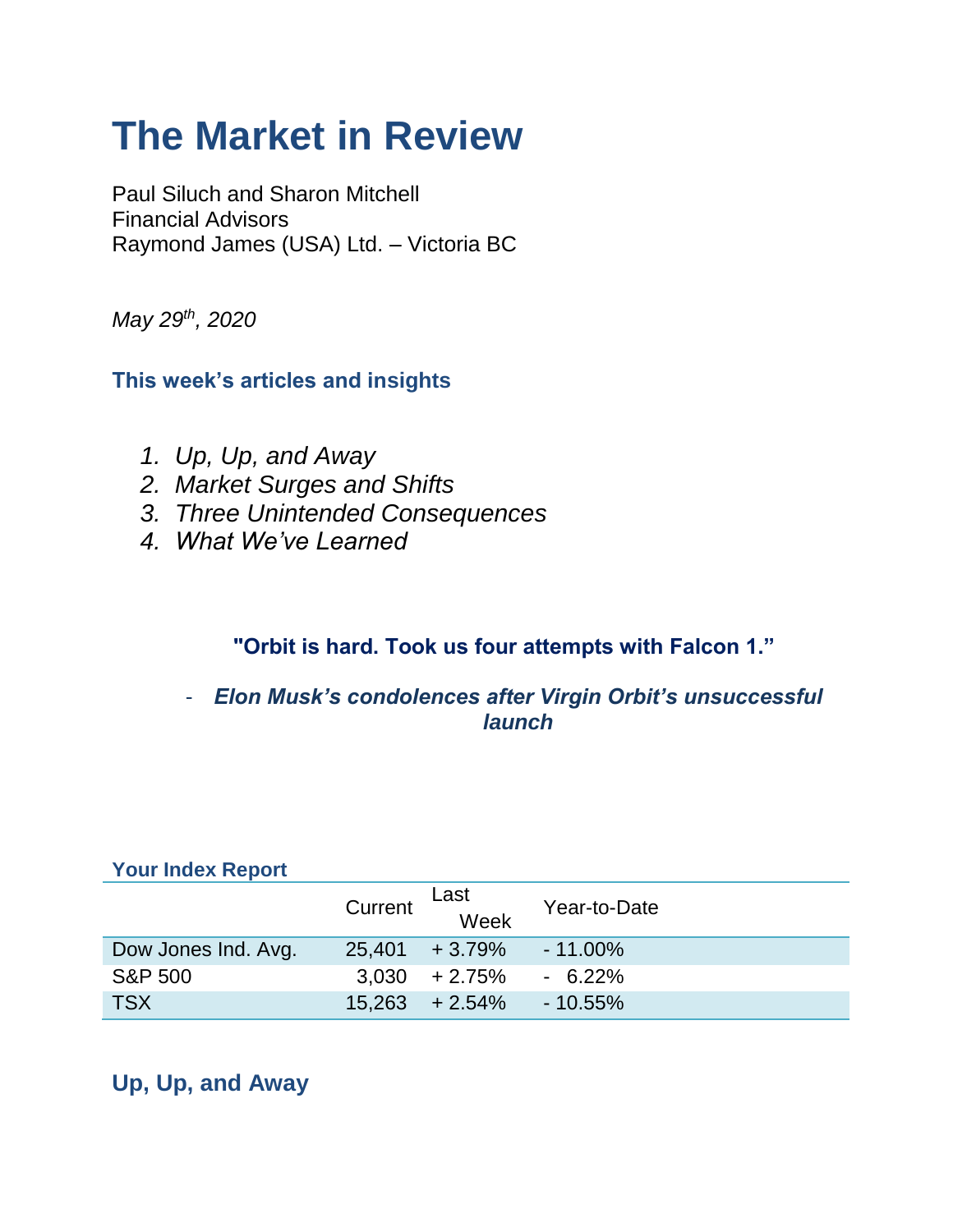# The Market in Review

Paul Siluch and Sharon Mitchell
Financial Advisors
Raymond James (USA) Ltd. – Victoria BC

*May 29th, 2020*

### This week's articles and insights

1. *Up, Up, and Away*
2. *Market Surges and Shifts*
3. *Three Unintended Consequences*
4. *What We've Learned*

**"Orbit is hard. Took us four attempts with Falcon 1."**

- ***Elon Musk's condolences after Virgin Orbit's unsuccessful launch***

### Your Index Report

| | Current | Last Week | Year-to-Date |
|---|---|---|---|
| Dow Jones Ind. Avg. | 25,401 | + 3.79% | - 11.00% |
| S&P 500 | 3,030 | + 2.75% | - 6.22% |
| TSX | 15,263 | + 2.54% | - 10.55% |

## Up, Up, and Away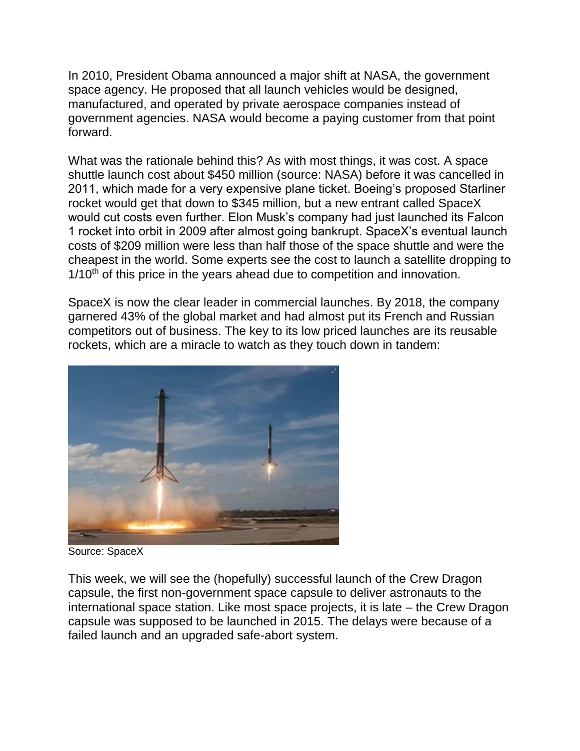In 2010, President Obama announced a major shift at NASA, the government space agency. He proposed that all launch vehicles would be designed, manufactured, and operated by private aerospace companies instead of government agencies. NASA would become a paying customer from that point forward.

What was the rationale behind this? As with most things, it was cost. A space shuttle launch cost about $450 million (source: NASA) before it was cancelled in 2011, which made for a very expensive plane ticket. Boeing's proposed Starliner rocket would get that down to $345 million, but a new entrant called SpaceX would cut costs even further. Elon Musk's company had just launched its Falcon 1 rocket into orbit in 2009 after almost going bankrupt. SpaceX's eventual launch costs of $209 million were less than half those of the space shuttle and were the cheapest in the world. Some experts see the cost to launch a satellite dropping to 1/10th of this price in the years ahead due to competition and innovation.

SpaceX is now the clear leader in commercial launches. By 2018, the company garnered 43% of the global market and had almost put its French and Russian competitors out of business. The key to its low priced launches are its reusable rockets, which are a miracle to watch as they touch down in tandem:

Source: SpaceX

This week, we will see the (hopefully) successful launch of the Crew Dragon capsule, the first non-government space capsule to deliver astronauts to the international space station. Like most space projects, it is late – the Crew Dragon capsule was supposed to be launched in 2015. The delays were because of a failed launch and an upgraded safe-abort system.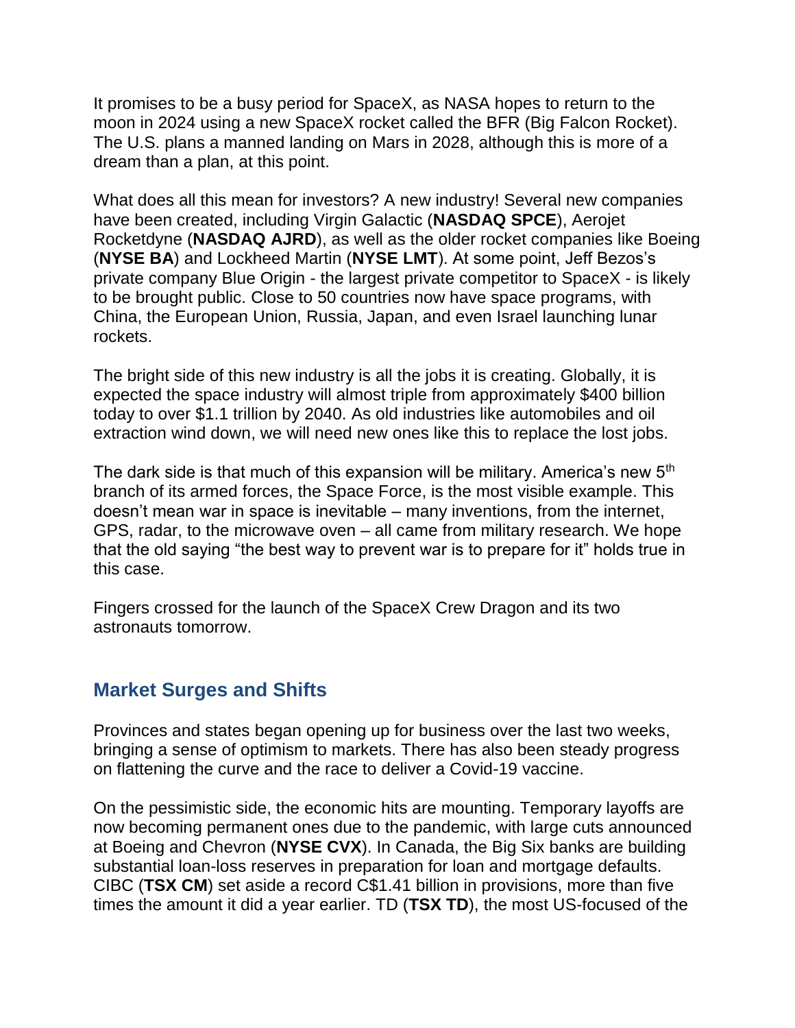It promises to be a busy period for SpaceX, as NASA hopes to return to the moon in 2024 using a new SpaceX rocket called the BFR (Big Falcon Rocket). The U.S. plans a manned landing on Mars in 2028, although this is more of a dream than a plan, at this point.

What does all this mean for investors? A new industry! Several new companies have been created, including Virgin Galactic (**NASDAQ SPCE**), Aerojet Rocketdyne (**NASDAQ AJRD**), as well as the older rocket companies like Boeing (**NYSE BA**) and Lockheed Martin (**NYSE LMT**). At some point, Jeff Bezos's private company Blue Origin - the largest private competitor to SpaceX - is likely to be brought public. Close to 50 countries now have space programs, with China, the European Union, Russia, Japan, and even Israel launching lunar rockets.

The bright side of this new industry is all the jobs it is creating. Globally, it is expected the space industry will almost triple from approximately $400 billion today to over $1.1 trillion by 2040. As old industries like automobiles and oil extraction wind down, we will need new ones like this to replace the lost jobs.

The dark side is that much of this expansion will be military. America's new 5th branch of its armed forces, the Space Force, is the most visible example. This doesn't mean war in space is inevitable – many inventions, from the internet, GPS, radar, to the microwave oven – all came from military research. We hope that the old saying "the best way to prevent war is to prepare for it" holds true in this case.

Fingers crossed for the launch of the SpaceX Crew Dragon and its two astronauts tomorrow.

## Market Surges and Shifts

Provinces and states began opening up for business over the last two weeks, bringing a sense of optimism to markets. There has also been steady progress on flattening the curve and the race to deliver a Covid-19 vaccine.

On the pessimistic side, the economic hits are mounting. Temporary layoffs are now becoming permanent ones due to the pandemic, with large cuts announced at Boeing and Chevron (**NYSE CVX**). In Canada, the Big Six banks are building substantial loan-loss reserves in preparation for loan and mortgage defaults. CIBC (**TSX CM**) set aside a record C$1.41 billion in provisions, more than five times the amount it did a year earlier. TD (**TSX TD**), the most US-focused of the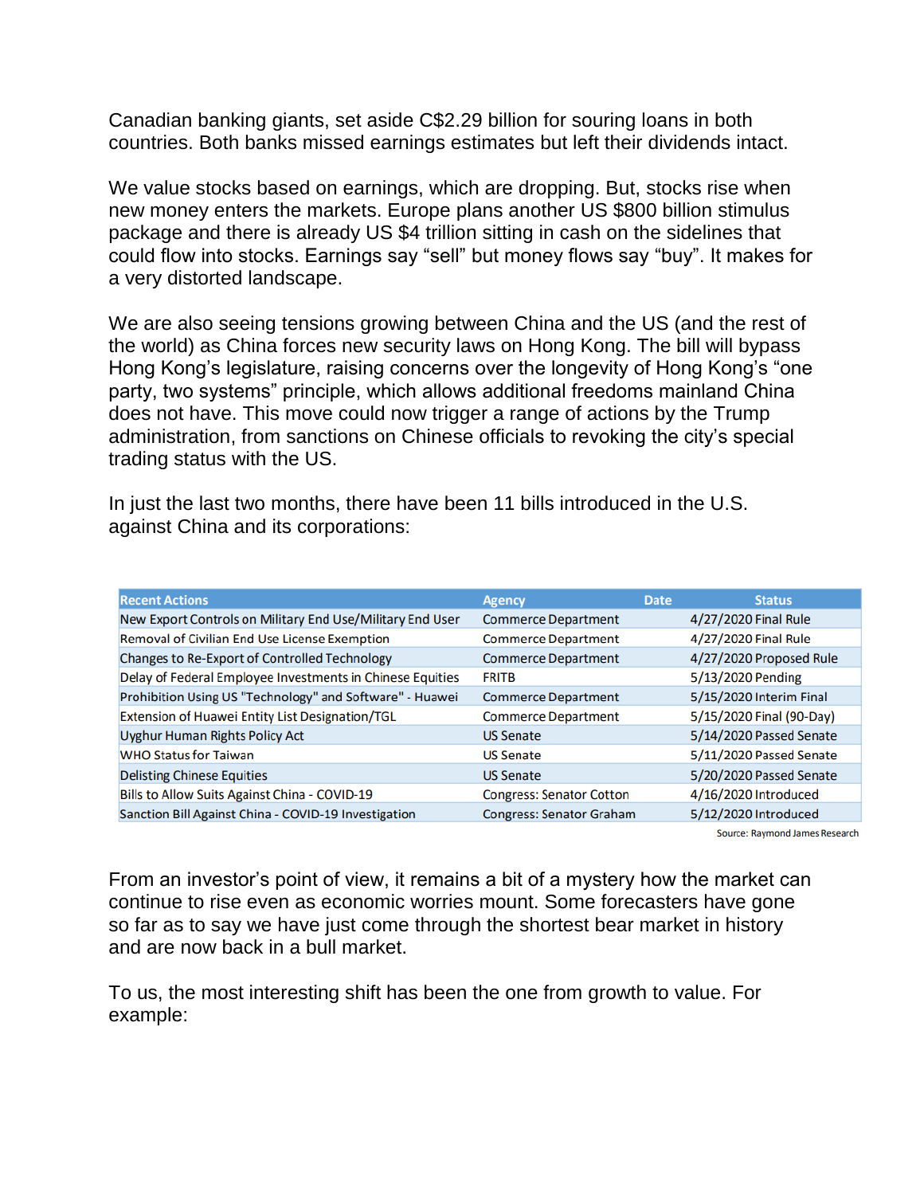Canadian banking giants, set aside C$2.29 billion for souring loans in both countries. Both banks missed earnings estimates but left their dividends intact.

We value stocks based on earnings, which are dropping. But, stocks rise when new money enters the markets. Europe plans another US $800 billion stimulus package and there is already US $4 trillion sitting in cash on the sidelines that could flow into stocks. Earnings say "sell" but money flows say "buy". It makes for a very distorted landscape.

We are also seeing tensions growing between China and the US (and the rest of the world) as China forces new security laws on Hong Kong. The bill will bypass Hong Kong's legislature, raising concerns over the longevity of Hong Kong's "one party, two systems" principle, which allows additional freedoms mainland China does not have. This move could now trigger a range of actions by the Trump administration, from sanctions on Chinese officials to revoking the city's special trading status with the US.

In just the last two months, there have been 11 bills introduced in the U.S. against China and its corporations:

| Recent Actions | Agency | Date | Status |
|---|---|---|---|
| New Export Controls on Military End Use/Military End User | Commerce Department | 4/27/2020 | Final Rule |
| Removal of Civilian End Use License Exemption | Commerce Department | 4/27/2020 | Final Rule |
| Changes to Re-Export of Controlled Technology | Commerce Department | 4/27/2020 | Proposed Rule |
| Delay of Federal Employee Investments in Chinese Equities | FRITB | 5/13/2020 | Pending |
| Prohibition Using US "Technology" and Software" - Huawei | Commerce Department | 5/15/2020 | Interim Final |
| Extension of Huawei Entity List Designation/TGL | Commerce Department | 5/15/2020 | Final (90-Day) |
| Uyghur Human Rights Policy Act | US Senate | 5/14/2020 | Passed Senate |
| WHO Status for Taiwan | US Senate | 5/11/2020 | Passed Senate |
| Delisting Chinese Equities | US Senate | 5/20/2020 | Passed Senate |
| Bills to Allow Suits Against China - COVID-19 | Congress: Senator Cotton | 4/16/2020 | Introduced |
| Sanction Bill Against China - COVID-19 Investigation | Congress: Senator Graham | 5/12/2020 | Introduced |

Source: Raymond James Research

From an investor's point of view, it remains a bit of a mystery how the market can continue to rise even as economic worries mount. Some forecasters have gone so far as to say we have just come through the shortest bear market in history and are now back in a bull market.

To us, the most interesting shift has been the one from growth to value. For example: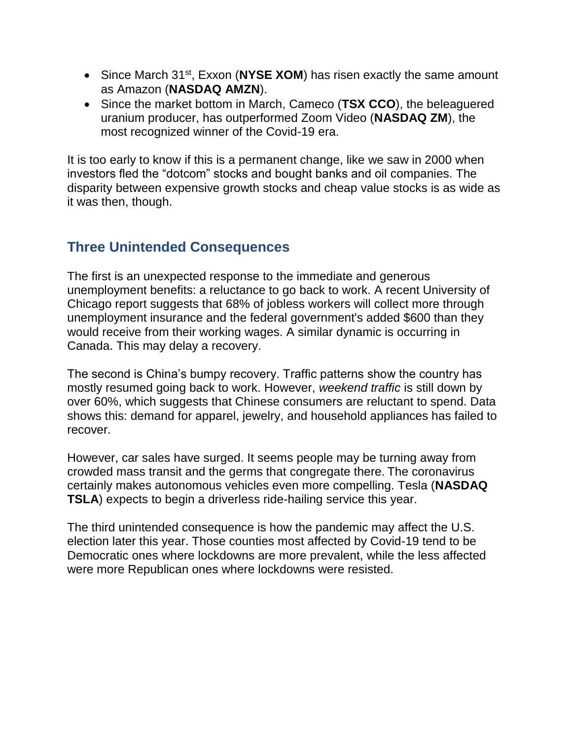- Since March 31st, Exxon (**NYSE XOM**) has risen exactly the same amount as Amazon (**NASDAQ AMZN**).
- Since the market bottom in March, Cameco (**TSX CCO**), the beleaguered uranium producer, has outperformed Zoom Video (**NASDAQ ZM**), the most recognized winner of the Covid-19 era.

It is too early to know if this is a permanent change, like we saw in 2000 when investors fled the "dotcom" stocks and bought banks and oil companies. The disparity between expensive growth stocks and cheap value stocks is as wide as it was then, though.

## Three Unintended Consequences

The first is an unexpected response to the immediate and generous unemployment benefits: a reluctance to go back to work. A recent University of Chicago report suggests that 68% of jobless workers will collect more through unemployment insurance and the federal government's added $600 than they would receive from their working wages. A similar dynamic is occurring in Canada. This may delay a recovery.

The second is China's bumpy recovery. Traffic patterns show the country has mostly resumed going back to work. However, *weekend traffic* is still down by over 60%, which suggests that Chinese consumers are reluctant to spend. Data shows this: demand for apparel, jewelry, and household appliances has failed to recover.

However, car sales have surged. It seems people may be turning away from crowded mass transit and the germs that congregate there. The coronavirus certainly makes autonomous vehicles even more compelling. Tesla (**NASDAQ TSLA**) expects to begin a driverless ride-hailing service this year.

The third unintended consequence is how the pandemic may affect the U.S. election later this year. Those counties most affected by Covid-19 tend to be Democratic ones where lockdowns are more prevalent, while the less affected were more Republican ones where lockdowns were resisted.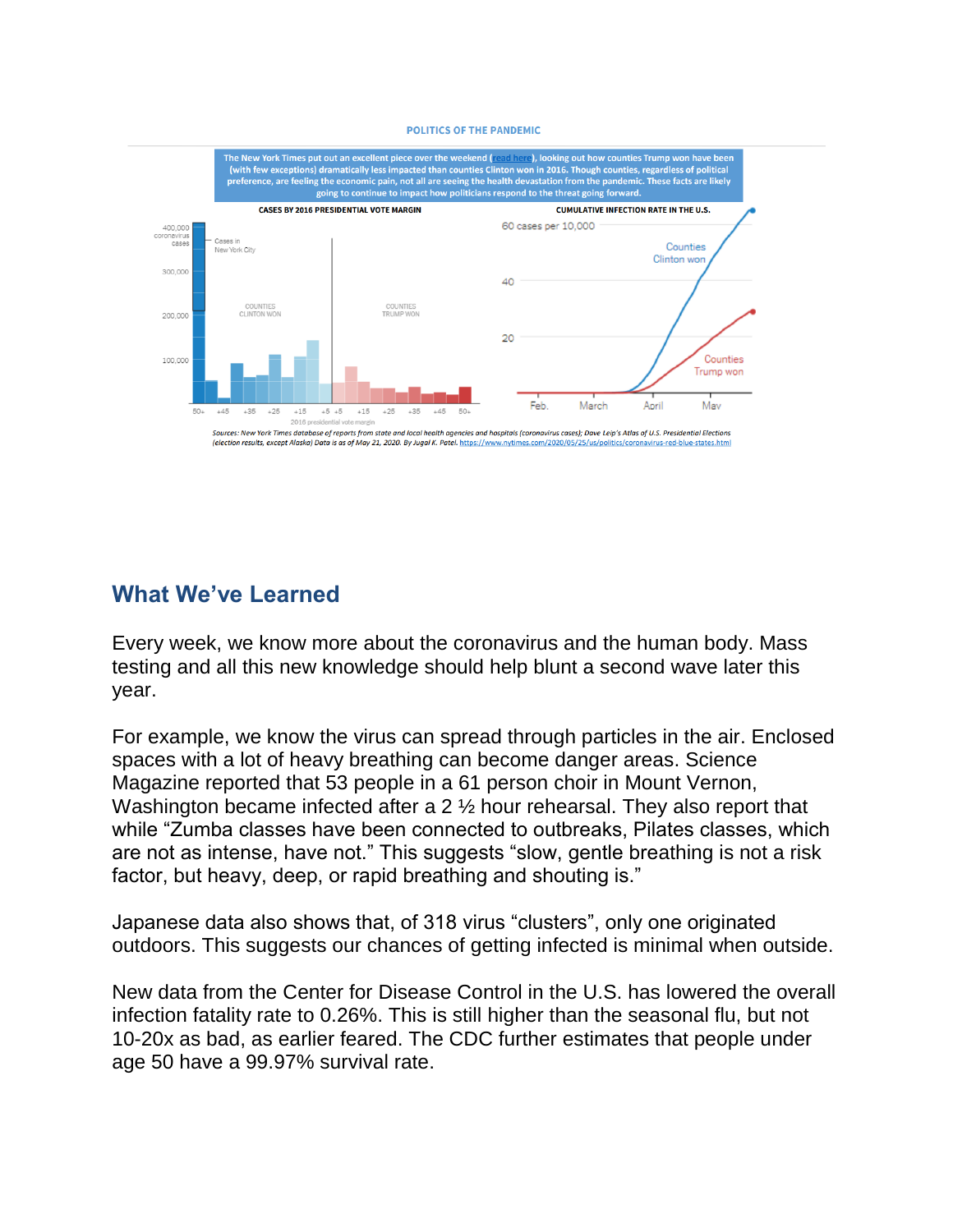POLITICS OF THE PANDEMIC

The New York Times put out an excellent piece over the weekend (read here), looking out how counties Trump won have been (with few exceptions) dramatically less impacted than counties Clinton won in 2016. Though counties, regardless of political preference, are feeling the economic pain, not all are seeing the health devastation from the pandemic. These facts are likely going to continue to impact how politicians respond to the threat going forward.

CASES BY 2016 PRESIDENTIAL VOTE MARGIN

CUMULATIVE INFECTION RATE IN THE U.S.

*Sources: New York Times database of reports from state and local health agencies and hospitals (coronavirus cases); Dave Leip's Atlas of U.S. Presidential Elections (election results, except Alaska) Data is as of May 21, 2020. By Jugal K. Patel.* https://www.nytimes.com/2020/05/25/us/politics/coronavirus-red-blue-states.html

## What We've Learned

Every week, we know more about the coronavirus and the human body. Mass testing and all this new knowledge should help blunt a second wave later this year.

For example, we know the virus can spread through particles in the air. Enclosed spaces with a lot of heavy breathing can become danger areas. Science Magazine reported that 53 people in a 61 person choir in Mount Vernon, Washington became infected after a 2 ½ hour rehearsal. They also report that while "Zumba classes have been connected to outbreaks, Pilates classes, which are not as intense, have not." This suggests "slow, gentle breathing is not a risk factor, but heavy, deep, or rapid breathing and shouting is."

Japanese data also shows that, of 318 virus "clusters", only one originated outdoors. This suggests our chances of getting infected is minimal when outside.

New data from the Center for Disease Control in the U.S. has lowered the overall infection fatality rate to 0.26%. This is still higher than the seasonal flu, but not 10-20x as bad, as earlier feared. The CDC further estimates that people under age 50 have a 99.97% survival rate.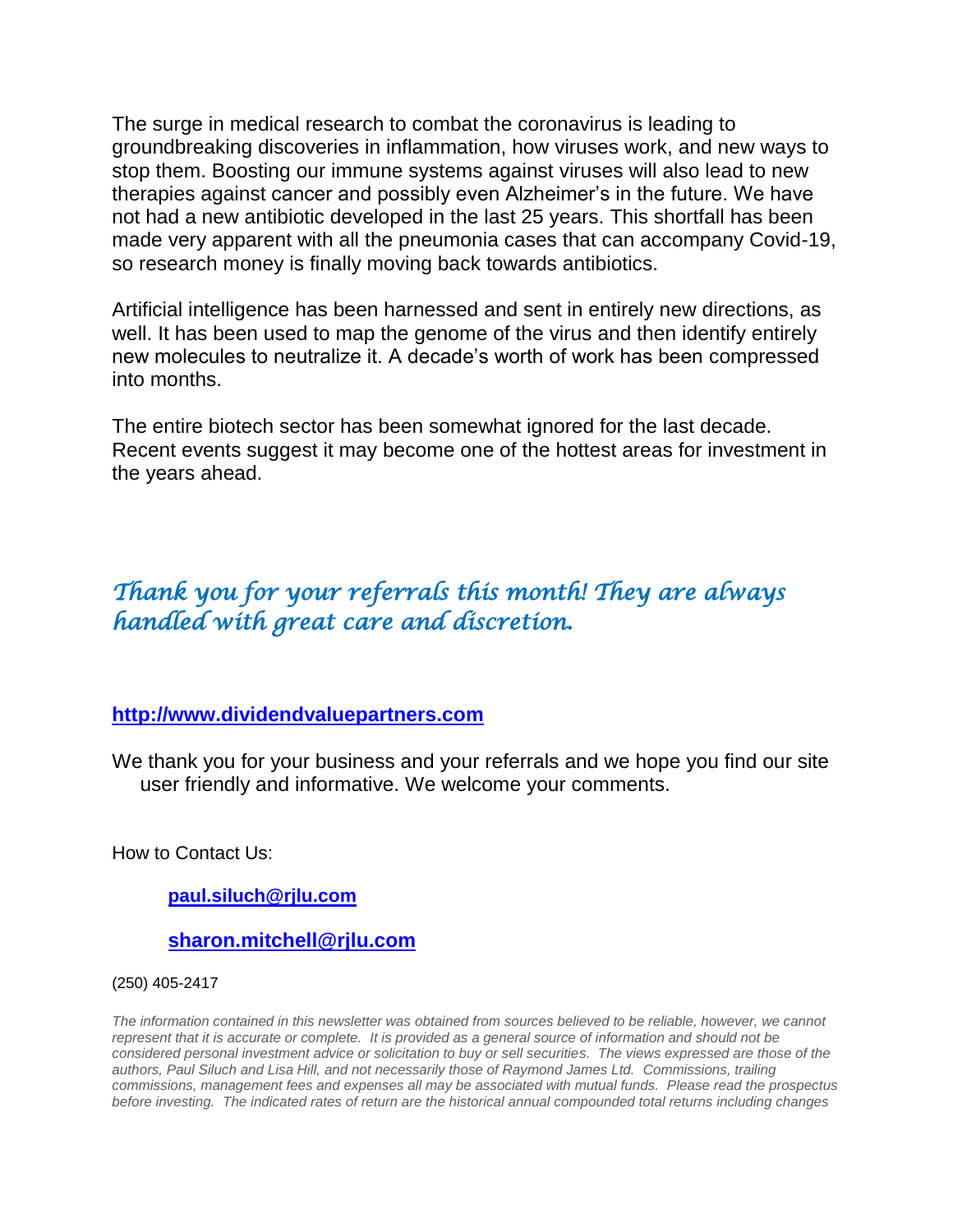The surge in medical research to combat the coronavirus is leading to groundbreaking discoveries in inflammation, how viruses work, and new ways to stop them. Boosting our immune systems against viruses will also lead to new therapies against cancer and possibly even Alzheimer's in the future. We have not had a new antibiotic developed in the last 25 years. This shortfall has been made very apparent with all the pneumonia cases that can accompany Covid-19, so research money is finally moving back towards antibiotics.

Artificial intelligence has been harnessed and sent in entirely new directions, as well. It has been used to map the genome of the virus and then identify entirely new molecules to neutralize it. A decade's worth of work has been compressed into months.

The entire biotech sector has been somewhat ignored for the last decade. Recent events suggest it may become one of the hottest areas for investment in the years ahead.

*Thank you for your referrals this month! They are always handled with great care and discretion.*

**http://www.dividendvaluepartners.com**

We thank you for your business and your referrals and we hope you find our site user friendly and informative. We welcome your comments.

How to Contact Us:

**paul.siluch@rjlu.com**

**sharon.mitchell@rjlu.com**

(250) 405-2417

*The information contained in this newsletter was obtained from sources believed to be reliable, however, we cannot represent that it is accurate or complete. It is provided as a general source of information and should not be considered personal investment advice or solicitation to buy or sell securities. The views expressed are those of the authors, Paul Siluch and Lisa Hill, and not necessarily those of Raymond James Ltd. Commissions, trailing commissions, management fees and expenses all may be associated with mutual funds. Please read the prospectus before investing. The indicated rates of return are the historical annual compounded total returns including changes*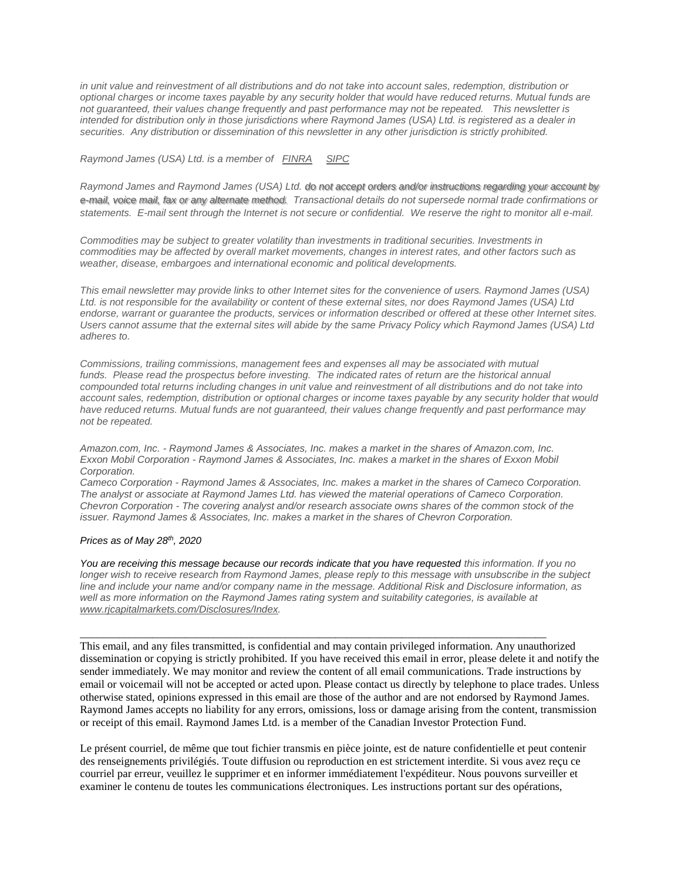*in unit value and reinvestment of all distributions and do not take into account sales, redemption, distribution or optional charges or income taxes payable by any security holder that would have reduced returns. Mutual funds are not guaranteed, their values change frequently and past performance may not be repeated. This newsletter is intended for distribution only in those jurisdictions where Raymond James (USA) Ltd. is registered as a dealer in securities. Any distribution or dissemination of this newsletter in any other jurisdiction is strictly prohibited.*

*Raymond James (USA) Ltd. is a member of FINRA SIPC*

*Raymond James and Raymond James (USA) Ltd. do not accept orders and/or instructions regarding your account by e-mail, voice mail, fax or any alternate method. Transactional details do not supersede normal trade confirmations or statements. E-mail sent through the Internet is not secure or confidential. We reserve the right to monitor all e-mail.*

*Commodities may be subject to greater volatility than investments in traditional securities. Investments in commodities may be affected by overall market movements, changes in interest rates, and other factors such as weather, disease, embargoes and international economic and political developments.*

*This email newsletter may provide links to other Internet sites for the convenience of users. Raymond James (USA) Ltd. is not responsible for the availability or content of these external sites, nor does Raymond James (USA) Ltd endorse, warrant or guarantee the products, services or information described or offered at these other Internet sites. Users cannot assume that the external sites will abide by the same Privacy Policy which Raymond James (USA) Ltd adheres to.*

*Commissions, trailing commissions, management fees and expenses all may be associated with mutual funds. Please read the prospectus before investing. The indicated rates of return are the historical annual compounded total returns including changes in unit value and reinvestment of all distributions and do not take into account sales, redemption, distribution or optional charges or income taxes payable by any security holder that would have reduced returns. Mutual funds are not guaranteed, their values change frequently and past performance may not be repeated.*

*Amazon.com, Inc. - Raymond James & Associates, Inc. makes a market in the shares of Amazon.com, Inc.*
*Exxon Mobil Corporation - Raymond James & Associates, Inc. makes a market in the shares of Exxon Mobil Corporation.*
*Cameco Corporation - Raymond James & Associates, Inc. makes a market in the shares of Cameco Corporation. The analyst or associate at Raymond James Ltd. has viewed the material operations of Cameco Corporation.*
*Chevron Corporation - The covering analyst and/or research associate owns shares of the common stock of the issuer. Raymond James & Associates, Inc. makes a market in the shares of Chevron Corporation.*

*Prices as of May 28th, 2020*

*You are receiving this message because our records indicate that you have requested this information. If you no longer wish to receive research from Raymond James, please reply to this message with unsubscribe in the subject line and include your name and/or company name in the message. Additional Risk and Disclosure information, as well as more information on the Raymond James rating system and suitability categories, is available at www.rjcapitalmarkets.com/Disclosures/Index.*

---

This email, and any files transmitted, is confidential and may contain privileged information. Any unauthorized dissemination or copying is strictly prohibited. If you have received this email in error, please delete it and notify the sender immediately. We may monitor and review the content of all email communications. Trade instructions by email or voicemail will not be accepted or acted upon. Please contact us directly by telephone to place trades. Unless otherwise stated, opinions expressed in this email are those of the author and are not endorsed by Raymond James. Raymond James accepts no liability for any errors, omissions, loss or damage arising from the content, transmission or receipt of this email. Raymond James Ltd. is a member of the Canadian Investor Protection Fund.

Le présent courriel, de même que tout fichier transmis en pièce jointe, est de nature confidentielle et peut contenir des renseignements privilégiés. Toute diffusion ou reproduction en est strictement interdite. Si vous avez reçu ce courriel par erreur, veuillez le supprimer et en informer immédiatement l'expéditeur. Nous pouvons surveiller et examiner le contenu de toutes les communications électroniques. Les instructions portant sur des opérations,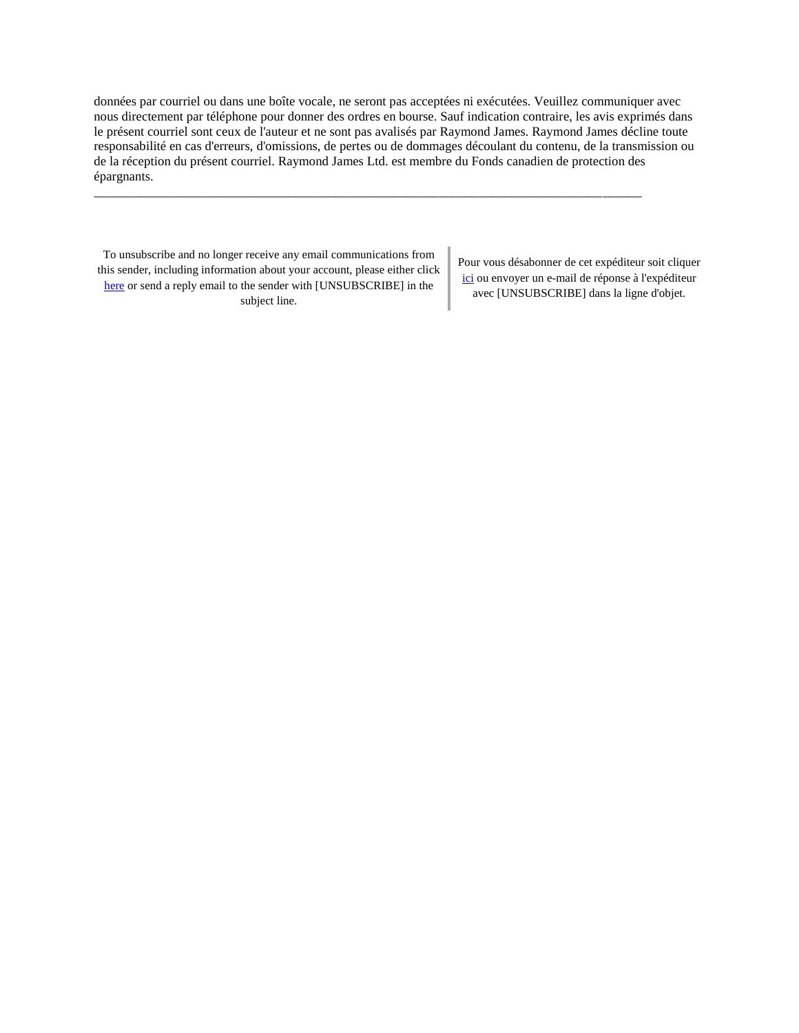données par courriel ou dans une boîte vocale, ne seront pas acceptées ni exécutées. Veuillez communiquer avec nous directement par téléphone pour donner des ordres en bourse. Sauf indication contraire, les avis exprimés dans le présent courriel sont ceux de l'auteur et ne sont pas avalisés par Raymond James. Raymond James décline toute responsabilité en cas d'erreurs, d'omissions, de pertes ou de dommages découlant du contenu, de la transmission ou de la réception du présent courriel. Raymond James Ltd. est membre du Fonds canadien de protection des épargnants.

---

To unsubscribe and no longer receive any email communications from this sender, including information about your account, please either click here or send a reply email to the sender with [UNSUBSCRIBE] in the subject line.

Pour vous désabonner de cet expéditeur soit cliquer ici ou envoyer un e-mail de réponse à l'expéditeur avec [UNSUBSCRIBE] dans la ligne d'objet.